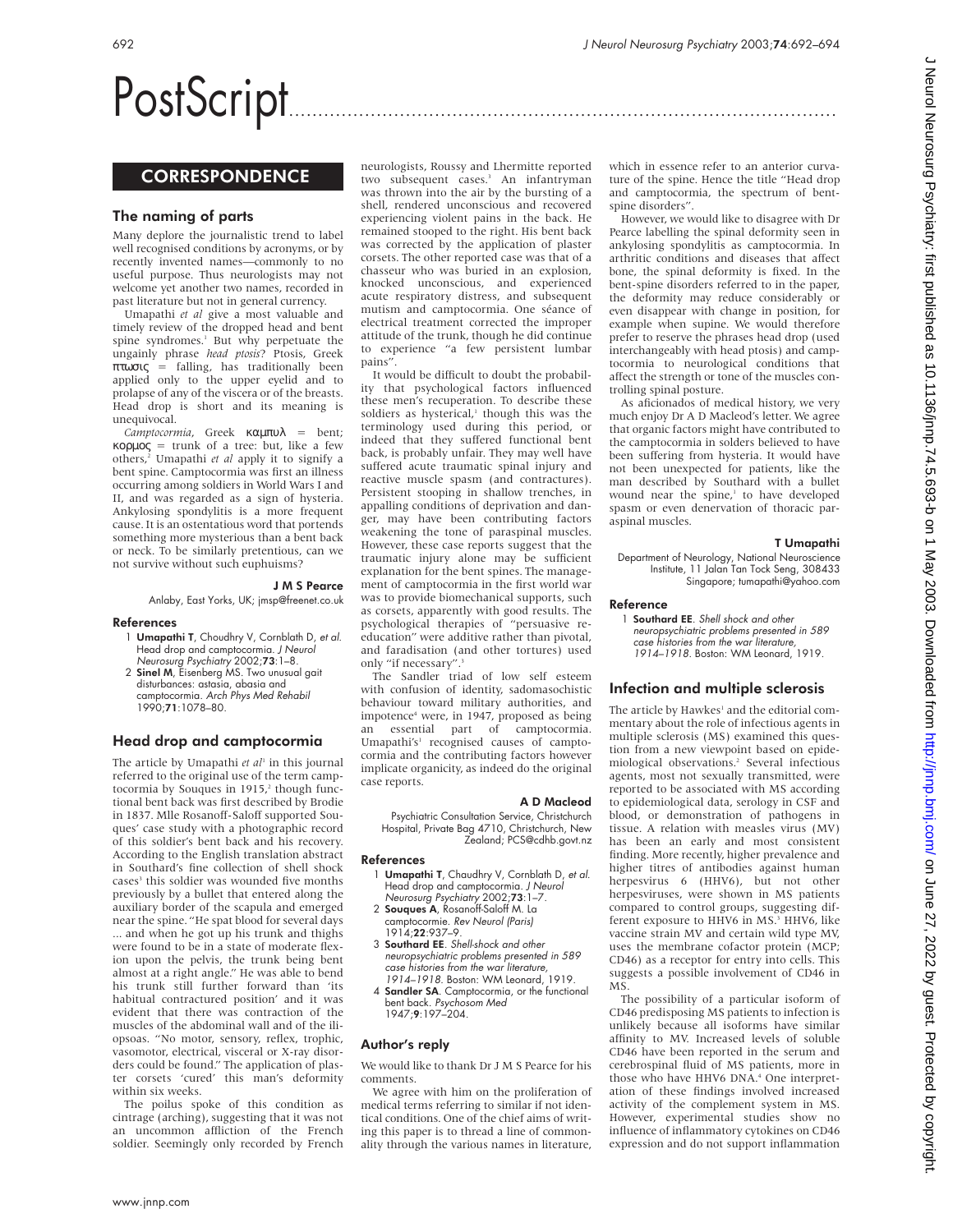# PostScript

## CORRESPONDENCE

### The naming of parts

Many deplore the journalistic trend to label well recognised conditions by acronyms, or by recently invented names—commonly to no useful purpose. Thus neurologists may not welcome yet another two names, recorded in past literature but not in general currency.

Umapathi *et al* give a most valuable and timely review of the dropped head and bent spine syndromes.[1] But why perpetuate the ungainly phrase *head ptosis*? Ptosis, Greek πτωσις = falling, has traditionally been applied only to the upper eyelid and to prolapse of any of the viscera or of the breasts. Head drop is short and its meaning is unequivocal.

*Camptocormia*, Greek καμπυλ = bent; κορμος = trunk of a tree: but, like a few others,[2] Umapathi *et al* apply it to signify a bent spine. Camptocormia was first an illness occurring among soldiers in World Wars I and II, and was regarded as a sign of hysteria. Ankylosing spondylitis is a more frequent cause. It is an ostentatious word that portends something more mysterious than a bent back or neck. To be similarly pretentious, can we not survive without such euphuisms?

**J M S Pearce**

Anlaby, East Yorks, UK; jmsp@freenet.co.uk

#### References

1. **Umapathi T**, Choudhry V, Cornblath D, *et al*. Head drop and camptocormia. *J Neurol Neurosurg Psychiatry* 2002;**73**:1–8.
2. **Sinel M**, Eisenberg MS. Two unusual gait disturbances: astasia, abasia and camptocormia. *Arch Phys Med Rehabil* 1990;**71**:1078–80.

### Head drop and camptocormia

The article by Umapathi *et al*[1] in this journal referred to the original use of the term camptocormia by Souques in 1915,[2] though functional bent back was first described by Brodie in 1837. Mlle Rosanoff-Saloff supported Souques' case study with a photographic record of this soldier's bent back and his recovery. According to the English translation abstract in Southard's fine collection of shell shock cases[3] this soldier was wounded five months previously by a bullet that entered along the auxiliary border of the scapula and emerged near the spine. "He spat blood for several days ... and when he got up his trunk and thighs were found to be in a state of moderate flexion upon the pelvis, the trunk being bent almost at a right angle." He was able to bend his trunk still further forward than 'its habitual contractured position' and it was evident that there was contraction of the muscles of the abdominal wall and of the iliopsoas. "No motor, sensory, reflex, trophic, vasomotor, electrical, visceral or X-ray disorders could be found." The application of plaster corsets 'cured' this man's deformity within six weeks.

The poilus spoke of this condition as cintrage (arching), suggesting that it was not an uncommon affliction of the French soldier. Seemingly only recorded by French neurologists, Roussy and Lhermitte reported two subsequent cases.[3] An infantryman was thrown into the air by the bursting of a shell, rendered unconscious and recovered experiencing violent pains in the back. He remained stooped to the right. His bent back was corrected by the application of plaster corsets. The other reported case was that of a chasseur who was buried in an explosion, knocked unconscious, and experienced acute respiratory distress, and subsequent mutism and camptocormia. One séance of electrical treatment corrected the improper attitude of the trunk, though he did continue to experience "a few persistent lumbar pains".

It would be difficult to doubt the probability that psychological factors influenced these men's recuperation. To describe these soldiers as hysterical,[1] though this was the terminology used during this period, or indeed that they suffered functional bent back, is probably unfair. They may well have suffered acute traumatic spinal injury and reactive muscle spasm (and contractures). Persistent stooping in shallow trenches, in appalling conditions of deprivation and danger, may have been contributing factors weakening the tone of paraspinal muscles. However, these case reports suggest that the traumatic injury alone may be sufficient explanation for the bent spines. The management of camptocormia in the first world war was to provide biomechanical supports, such as corsets, apparently with good results. The psychological therapies of "persuasive re-education" were additive rather than pivotal, and faradisation (and other tortures) used only "if necessary".[3]

The Sandler triad of low self esteem with confusion of identity, sadomasochistic behaviour toward military authorities, and impotence[4] were, in 1947, proposed as being an essential part of camptocormia. Umapathi's[1] recognised causes of camptocormia and the contributing factors however implicate organicity, as indeed do the original case reports.

**A D Macleod**

Psychiatric Consultation Service, Christchurch Hospital, Private Bag 4710, Christchurch, New Zealand; PCS@cdhb.govt.nz

#### References

1. **Umapathi T**, Chaudhry V, Cornblath D, *et al*. Head drop and camptocormia. *J Neurol Neurosurg Psychiatry* 2002;**73**:1–7.
2. **Souques A**, Rosanoff-Saloff M. La camptocormie. *Rev Neurol (Paris)* 1914;**22**:937–9.
3. **Southard EE**. *Shell-shock and other neuropsychiatric problems presented in 589 case histories from the war literature, 1914–1918*. Boston: WM Leonard, 1919.
4. **Sandler SA**. Camptocormia, or the functional bent back. *Psychosom Med* 1947;**9**:197–204.

### Author's reply

We would like to thank Dr J M S Pearce for his comments.

We agree with him on the proliferation of medical terms referring to similar if not identical conditions. One of the chief aims of writing this paper is to thread a line of commonality through the various names in literature, which in essence refer to an anterior curvature of the spine. Hence the title "Head drop and camptocormia, the spectrum of bent-spine disorders".

However, we would like to disagree with Dr Pearce labelling the spinal deformity seen in ankylosing spondylitis as camptocormia. In arthritic conditions and diseases that affect bone, the spinal deformity is fixed. In the bent-spine disorders referred to in the paper, the deformity may reduce considerably or even disappear with change in position, for example when supine. We would therefore prefer to reserve the phrases head drop (used interchangeably with head ptosis) and camptocormia to neurological conditions that affect the strength or tone of the muscles controlling spinal posture.

As aficionados of medical history, we very much enjoy Dr A D Macleod's letter. We agree that organic factors might have contributed to the camptocormia in solders believed to have been suffering from hysteria. It would have not been unexpected for patients, like the man described by Southard with a bullet wound near the spine,[1] to have developed spasm or even denervation of thoracic paraspinal muscles.

**T Umapathi**

Department of Neurology, National Neuroscience Institute, 11 Jalan Tan Tock Seng, 308433 Singapore; tumapathi@yahoo.com

#### Reference

1. **Southard EE**. *Shell shock and other neuropsychiatric problems presented in 589 case histories from the war literature, 1914–1918*. Boston: WM Leonard, 1919.

### Infection and multiple sclerosis

The article by Hawkes[1] and the editorial commentary about the role of infectious agents in multiple sclerosis (MS) examined this question from a new viewpoint based on epidemiological observations.[2] Several infectious agents, most not sexually transmitted, were reported to be associated with MS according to epidemiological data, serology in CSF and blood, or demonstration of pathogens in tissue. A relation with measles virus (MV) has been an early and most consistent finding. More recently, higher prevalence and higher titres of antibodies against human herpesvirus 6 (HHV6), but not other herpesviruses, were shown in MS patients compared to control groups, suggesting different exposure to HHV6 in MS.[3] HHV6, like vaccine strain MV and certain wild type MV, uses the membrane cofactor protein (MCP; CD46) as a receptor for entry into cells. This suggests a possible involvement of CD46 in MS.

The possibility of a particular isoform of CD46 predisposing MS patients to infection is unlikely because all isoforms have similar affinity to MV. Increased levels of soluble CD46 have been reported in the serum and cerebrospinal fluid of MS patients, more in those who have HHV6 DNA.[4] One interpretation of these findings involved increased activity of the complement system in MS. However, experimental studies show no influence of inflammatory cytokines on CD46 expression and do not support inflammation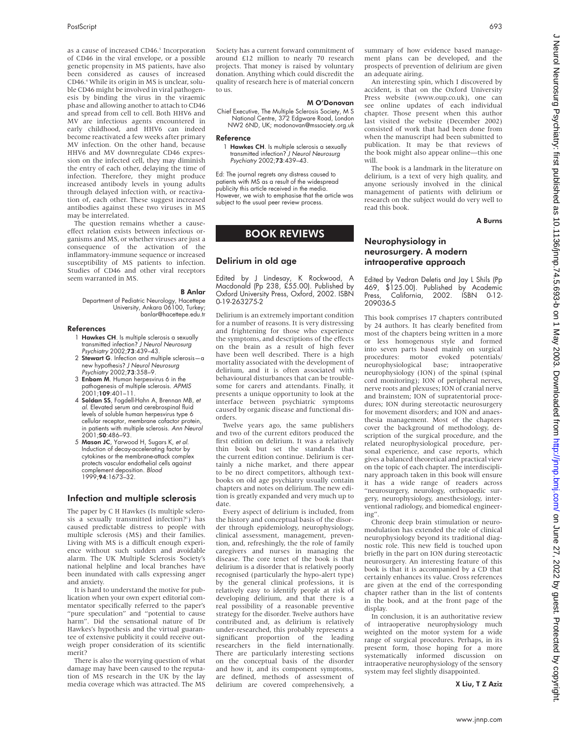as a cause of increased CD46.[5] Incorporation of CD46 in the viral envelope, or a possible genetic propensity in MS patients, have also been considered as causes of increased CD46.[4] While its origin in MS is unclear, soluble CD46 might be involved in viral pathogenesis by binding the virus in the viraemic phase and allowing another to attach to CD46 and spread from cell to cell. Both HHV6 and MV are infectious agents encountered in early childhood, and HHV6 can indeed become reactivated a few weeks after primary MV infection. On the other hand, because HHV6 and MV downregulate CD46 expression on the infected cell, they may diminish the entry of each other, delaying the time of infection. Therefore, they might produce increased antibody levels in young adults through delayed infection with, or reactivation of, each other. These suggest increased antibodies against these two viruses in MS may be interrelated.

The question remains whether a cause-effect relation exists between infectious organisms and MS, or whether viruses are just a consequence of the activation of the inflammatory-immune sequence or increased susceptibility of MS patients to infection. Studies of CD46 and other viral receptors seem warranted in MS.

**B Anlar**

Department of Pediatric Neurology, Hacettepe University, Ankara 06100, Turkey; banlar@hacettepe.edu.tr

### References

1. **Hawkes CH**. Is multiple sclerosis a sexually transmitted infection? *J Neurol Neurosurg Psychiatry* 2002;**73**:439–43.
2. **Stewart G**. Infection and multiple sclerosis—a new hypothesis? *J Neurol Neurosurg Psychiatry* 2002;**73**:358–9.
3. **Enbom M**. Human herpesvirus 6 in the pathogenesis of multiple sclerosis. *APMIS* 2001;**109**:401–11.
4. **Soldan SS**, Fogdell-Hahn A, Brennan MB, *et al*. Elevated serum and cerebrospinal fluid levels of soluble human herpesvirus type 6 cellular receptor, membrane cofactor protein, in patients with multiple sclerosis. *Ann Neurol* 2001;**50**:486–93.
5. **Mason JC**, Yarwood H, Sugars K, *et al*. Induction of decay-accelerating factor by cytokines or the membrane-attack complex protects vascular endothelial cells against complement deposition. *Blood* 1999;**94**:1673–32.

## Infection and multiple sclerosis

The paper by C H Hawkes (Is multiple sclerosis a sexually transmitted infection?[1]) has caused predictable distress to people with multiple sclerosis (MS) and their families. Living with MS is a difficult enough experience without such sudden and avoidable alarm. The UK Multiple Sclerosis Society's national helpline and local branches have been inundated with calls expressing anger and anxiety.

It is hard to understand the motive for publication when your own expert editorial commentator specifically referred to the paper's "pure speculation" and "potential to cause harm". Did the sensational nature of Dr Hawkes's hypothesis and the virtual guarantee of extensive publicity it could receive outweigh proper consideration of its scientific merit?

There is also the worrying question of what damage may have been caused to the reputation of MS research in the UK by the lay media coverage which was attracted. The MS Society has a current forward commitment of around £12 million to nearly 70 research projects. That money is raised by voluntary donation. Anything which could discredit the quality of research here is of material concern to us.

**M O'Donovan**

Chief Executive, The Multiple Sclerosis Society, M S National Centre, 372 Edgware Road, London NW2 6ND, UK; modonovan@mssociety.org.uk

### Reference

1. **Hawkes CH**. Is multiple sclerosis a sexually transmitted infection? *J Neurol Neurosurg Psychiatry* 2002;**73**:439–43.

Ed: The journal regrets any distress caused to patients with MS as a result of the widespread publicity this article received in the media. However, we wish to emphasise that the article was subject to the usual peer review process.

# BOOK REVIEWS

## Delirium in old age

Edited by J Lindesay, K Rockwood, A Macdonald (Pp 238, £55.00). Published by Oxford University Press, Oxford, 2002. ISBN 0-19-263275-2

Delirium is an extremely important condition for a number of reasons. It is very distressing and frightening for those who experience the symptoms, and descriptions of the effects on the brain as a result of high fever have been well described. There is a high mortality associated with the development of delirium, and it is often associated with behavioural disturbances that can be troublesome for carers and attendants. Finally, it presents a unique opportunity to look at the interface between psychiatric symptoms caused by organic disease and functional disorders.

Twelve years ago, the same publishers and two of the current editors produced the first edition on delirium. It was a relatively thin book but set the standards that the current edition continue. Delirium is certainly a niche market, and there appear to be no direct competitors, although textbooks on old age psychiatry usually contain chapters and notes on delirium. The new edition is greatly expanded and very much up to date.

Every aspect of delirium is included, from the history and conceptual basis of the disorder through epidemiology, neurophysiology, clinical assessment, management, prevention, and, refreshingly, the the role of family caregivers and nurses in managing the disease. The core tenet of the book is that delirium is a disorder that is relatively poorly recognised (particularly the hypo-alert type) by the general clinical professions, it is relatively easy to identify people at risk of developing delirium, and that there is a real possibility of a reasonable preventive strategy for the disorder. Twelve authors have contributed and, as delirium is relatively under-researched, this probably represents a significant proportion of the leading researchers in the field internationally. There are particularly interesting sections on the conceptual basis of the disorder and how it, and its component symptoms, are defined, methods of assessment of delirium are covered comprehensively, a summary of how evidence based management plans can be developed, and the prospects of prevention of delirium are given an adequate airing.

An interesting spin, which I discovered by accident, is that on the Oxford University Press website (www.oup.co.uk), one can see online updates of each individual chapter. Those present when this author last visited the website (December 2002) consisted of work that had been done from when the manuscript had been submitted to publication. It may be that reviews of the book might also appear online—this one will.

The book is a landmark in the literature on delirium, is a text of very high quality, and anyone seriously involved in the clinical management of patients with delirium or research on the subject would do very well to read this book.

**A Burns**

## Neurophysiology in neurosurgery. A modern intraoperative approach

Edited by Vedran Deletis and Jay L Shils (Pp 469, $125.00). Published by Academic Press, California, 2002. ISBN 0-12-209036-5

This book comprises 17 chapters contributed by 24 authors. It has clearly benefited from most of the chapters being written in a more or less homogenous style and formed into seven parts based mainly on surgical procedures: motor evoked potentials/neurophysiological base; intraoperative neurophysiology (ION) of the spinal (spinal cord monitoring); ION of peripheral nerves, nerve roots and plexuses; ION of cranial nerve and brainstem; ION of supratentorial procedures; ION during stereotactic neurosurgery for movement disorders; and ION and anaesthesia management. Most of the chapters cover the background of methodology, description of the surgical procedure, and the related neurophysiological procedure, personal experience, and case reports, which gives a balanced theoretical and practical view on the topic of each chapter. The interdisciplinary approach taken in this book will ensure it has a wide range of readers across "neurosurgery, neurology, orthopaedic surgery, neurophysiology, anesthesiology, interventional radiology, and biomedical engineering".

Chronic deep brain stimulation or neuromodulation has extended the role of clinical neurophysiology beyond its traditional diagnostic role. This new field is touched upon briefly in the part on ION during stereotactic neurosurgery. An interesting feature of this book is that it is accompanied by a CD that certainly enhances its value. Cross references are given at the end of the corresponding chapter rather than in the list of contents in the book, and at the front page of the display.

In conclusion, it is an authoritative review of intraoperative neurophysiology much weighted on the motor system for a wide range of surgical procedures. Perhaps, in its present form, those hoping for a more systematically informed discussion on intraoperative neurophysiology of the sensory system may feel slightly disappointed.

**X Liu, T Z Aziz**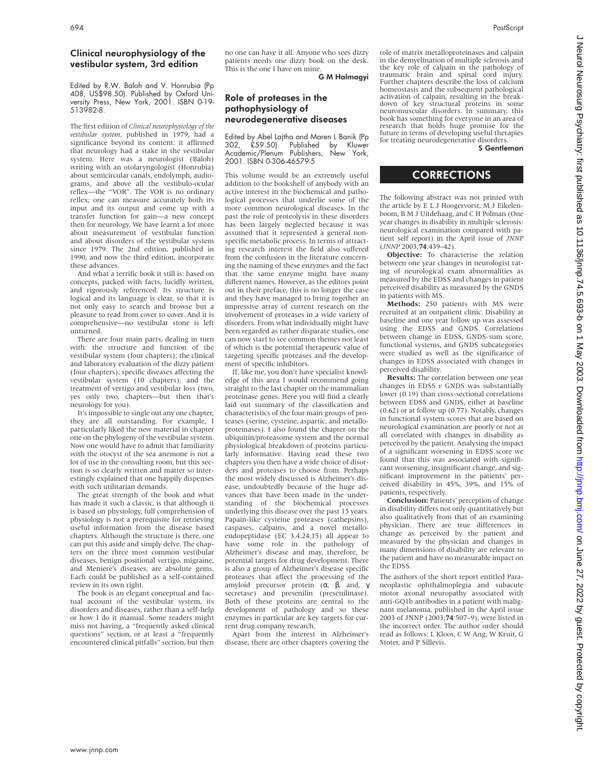## Clinical neurophysiology of the vestibular system, 3rd edition

Edited by R.W. Baloh and V. Honrubia (Pp 408, US$98.50). Published by Oxford University Press, New York, 2001. ISBN 0-19-513982-8.

The first edition of *Clinical neurophysiology of the vestibular system*, published in 1979, had a significance beyond its content: it affirmed that neurology had a stake in the vestibular system. Here was a neurologist (Baloh) writing with an otolaryngologist (Honrubia) about semicircular canals, endolymph, audiograms, and above all the vestibulo-ocular reflex—the "VOR". The VOR is no ordinary reflex; one can measure accurately both its input and its output and come up with a transfer function for gain—a new concept then for neurology. We have learnt a lot more about measurement of vestibular function and about disorders of the vestibular system since 1979. The 2nd edition, published in 1990, and now the third edition, incorporate these advances.

And what a terrific book it still is: based on concepts, packed with facts, lucidly written, and rigorously referenced. Its structure is logical and its language is clear, so that it is not only easy to search and browse but a pleasure to read from cover to cover. And it is comprehensive—no vestibular stone is left unturned.

There are four main parts, dealing in turn with: the structure and function of the vestibular system (four chapters); the clinical and laboratory evaluation of the dizzy patient (four chapters); specific diseases affecting the vestibular system (10 chapters); and the treatment of vertigo and vestibular loss (two, yes only two, chapters—but then that's neurology for you).

It's impossible to single out any one chapter, they are all outstanding. For example, I particularly liked the new material in chapter one on the phylogeny of the vestibular system. Now one would have to admit that familiarity with the otocyst of the sea anemone is not a lot of use in the consulting room, but this section is so clearly written and matter so interestingly explained that one happily dispenses with such utilitarian demands.

The great strength of the book and what has made it such a classic, is that although it is based on physiology, full comprehension of physiology is not a prerequisite for retrieving useful information from the disease based chapters. Although the structure is there, one can put this aside and simply delve. The chapters on the three most common vestibular diseases, benign positional vertigo, migraine, and Meniere's diseases, are absolute gems. Each could be published as a self-contained review in its own right.

The book is an elegant conceptual and factual account of the vestibular system, its disorders and diseases, rather than a self-help or how I do it manual. Some readers might miss not having, a "frequently asked clinical questions" section, or at least a "frequently encountered clinical pitfalls" section, but then no one can have it all. Anyone who sees dizzy patients needs one dizzy book on the desk. This is the one I have on mine.

**G M Halmagyi**

## Role of proteases in the pathophysiology of neurodegenerative diseases

Edited by Abel Lajtha and Maren L Banik (Pp 302, £59.50). Published by Kluwer Academic/Plenum Publishers, New York, 2001. ISBN 0-306-46579-5

This volume would be an extremely useful addition to the bookshelf of anybody with an active interest in the biochemical and pathological processes that underlie some of the more common neurological diseases. In the past the role of proteolysis in these disorders has been largely neglected because it was assumed that it represented a general non-specific metabolic process. In terms of attracting research interest the field also suffered from the confusion in the literature concerning the naming of these enzymes and the fact that the same enzyme might have many different names. However, as the editors point out in their preface, this is no longer the case and they have managed to bring together an impressive array of current research on the involvement of proteases in a wide variety of disorders. From what individually might have been regarded as rather disparate studies, one can now start to see common themes not least of which is the potential therapeutic value of targeting specific proteases and the development of specific inhibitors.

If, like me, you don't have specialist knowledge of this area I would recommend going straight to the last chapter on the mammalian proteinase genes. Here you will find a clearly laid out summary of the classification and characteristics of the four main groups of proteases (serine, cysteine, aspartic, and metalloproteinases). I also found the chapter on the ubiquitin/proteasome system and the normal physiological breakdown of proteins particularly informative. Having read these two chapters you then have a wide choice of disorders and proteases to choose from. Perhaps the most widely discussed is Alzheimer's disease, undoubtedly because of the huge advances that have been made in the understanding of the biochemical processes underlying this disease over the past 15 years. Papain-like cysteine proteases (cathepsins), caspases, calpains, and a novel metalloendopeptidase (EC 3.4.24.15) all appear to have some role in the pathology of Alzheimer's disease and may, therefore, be potential targets for drug development. There is also a group of Alzheimer's disease specific proteases that affect the processing of the amyloid precursor protein (α, β, and, γ secretase) and presenilin (presenilinase). Both of these proteins are central to the development of pathology and so these enzymes in particular are key targets for current drug company research.

Apart from the interest in Alzheimer's disease, there are other chapters covering the role of matrix metalloproteinases and calpain in the demyelination of multiple sclerosis and the key role of calpain in the pathology of traumatic brain and spinal cord injury. Further chapters describe the loss of calcium homeostasis and the subsequent pathological activation of calpain, resulting in the breakdown of key structural proteins in some neuromuscular disorders. In summary, this book has something for everyone in an area of research that holds huge promise for the future in terms of developing useful therapies for treating neurodegenerative disorders.

**S Gentleman**

## CORRECTIONS

The following abstract was not printed with the article by E L J Hoogervorst, M J Eikelenboom, B M J Uitdehaag, and C H Polman (One year changes in disability in multiple sclerosis: neurological examination compared with patient self report) in the April issue of *JNNP* (*JNNP* 2003;**74**:439–42).

**Objective:** To characterise the relation between one year changes in neurologist rating of neurological exam abnormalities as measured by the EDSS and changes in patient perceived disability as measured by the GNDS in patients with MS.

**Methods:** 250 patients with MS were recruited at an outpatient clinic. Disability at baseline and one year follow up was assessed using the EDSS and GNDS. Correlations between change in EDSS, GNDS-sum score, functional systems, and GNDS subcategories were studied as well as the significance of changes in EDSS associated with changes in perceived disability.

**Results:** The correlation between one year changes in EDSS *v* GNDS was substantially lower (0.19) than cross-sectional correlations between EDSS and GNDS, either at baseline (0.62) or at follow up (0.77). Notably, changes in functional system scores that are based on neurological examination are poorly or not at all correlated with changes in disability as perceived by the patient. Analysing the impact of a significant worsening in EDSS score we found that this was associated with significant worsening, insignificant change, and significant improvement in the patients' perceived disability in 45%, 39%, and 15% of patients, respectively.

**Conclusion:** Patients' perception of change in disability differs not only quantitatively but also qualitatively from that of an examining physician. There are true differences in change as perceived by the patient and measured by the physician and changes in many dimensions of disability are relevant to the patient and have no measurable impact on the EDSS.

The authors of the short report entitled Paraneoplastic ophthalmoplegia and subacute motor axonal neuropathy associated with anti-GQ1b antibodies in a patient with malignant melanoma, published in the April issue 2003 of JNNP (2003;**74**:507–9), were listed in the incorrect order. The author order should read as follows: L Kloos, C W Ang, W Kruit, G Stoter, and P Sillevis.